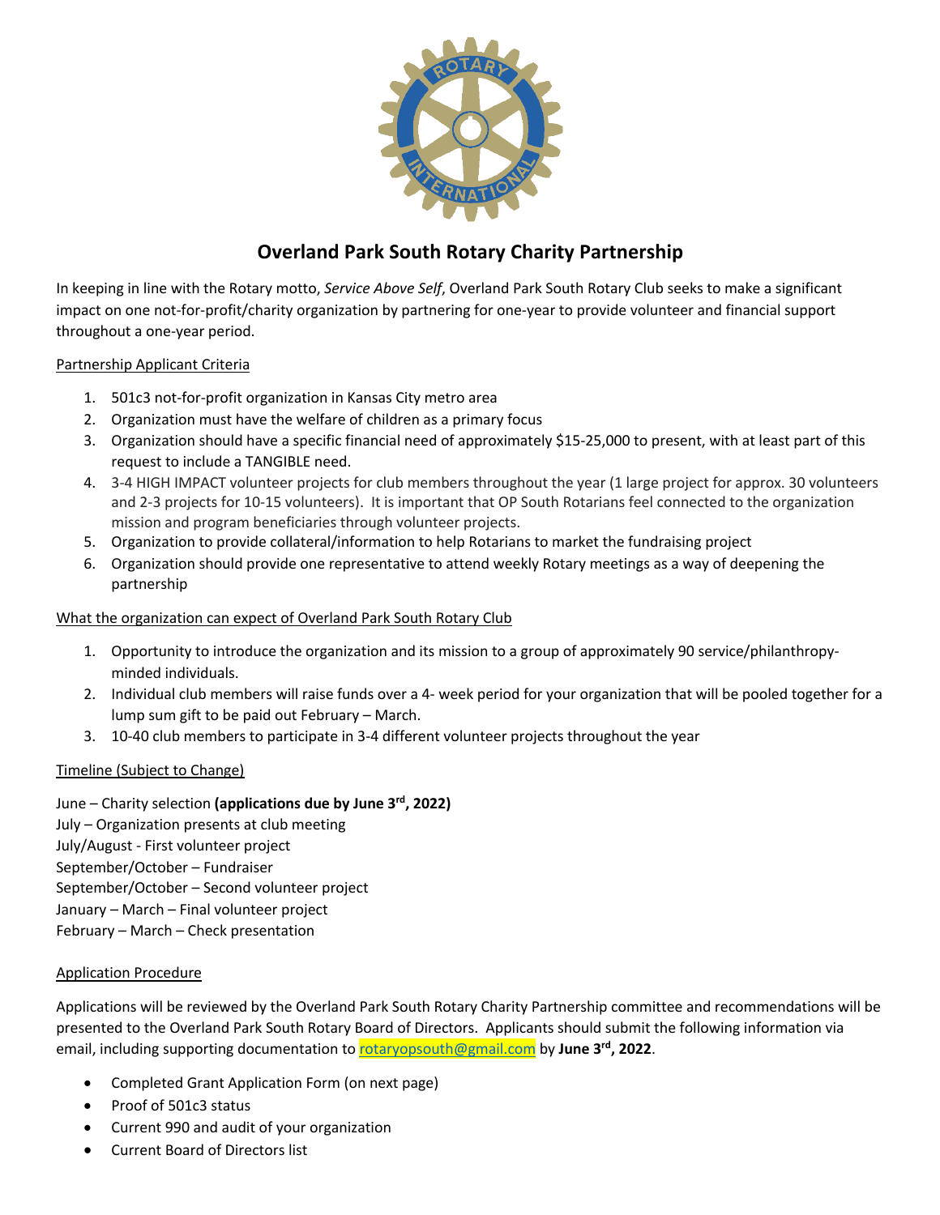# Overland Park South Rotary Charity Partnership

In keeping in line with the Rotary motto, *Service Above Self*, Overland Park South Rotary Club seeks to make a significant impact on one not-for-profit/charity organization by partnering for one-year to provide volunteer and financial support throughout a one-year period.

## Partnership Applicant Criteria

1. 501c3 not-for-profit organization in Kansas City metro area
2. Organization must have the welfare of children as a primary focus
3. Organization should have a specific financial need of approximately $15-25,000 to present, with at least part of this request to include a TANGIBLE need.
4. 3-4 HIGH IMPACT volunteer projects for club members throughout the year (1 large project for approx. 30 volunteers and 2-3 projects for 10-15 volunteers). It is important that OP South Rotarians feel connected to the organization mission and program beneficiaries through volunteer projects.
5. Organization to provide collateral/information to help Rotarians to market the fundraising project
6. Organization should provide one representative to attend weekly Rotary meetings as a way of deepening the partnership

## What the organization can expect of Overland Park South Rotary Club

1. Opportunity to introduce the organization and its mission to a group of approximately 90 service/philanthropy-minded individuals.
2. Individual club members will raise funds over a 4- week period for your organization that will be pooled together for a lump sum gift to be paid out February – March.
3. 10-40 club members to participate in 3-4 different volunteer projects throughout the year

## Timeline (Subject to Change)

June – Charity selection **(applications due by June 3rd, 2022)**
July – Organization presents at club meeting
July/August - First volunteer project
September/October – Fundraiser
September/October – Second volunteer project
January – March – Final volunteer project
February – March – Check presentation

## Application Procedure

Applications will be reviewed by the Overland Park South Rotary Charity Partnership committee and recommendations will be presented to the Overland Park South Rotary Board of Directors. Applicants should submit the following information via email, including supporting documentation to rotaryopsouth@gmail.com by **June 3rd, 2022**.

- Completed Grant Application Form (on next page)
- Proof of 501c3 status
- Current 990 and audit of your organization
- Current Board of Directors list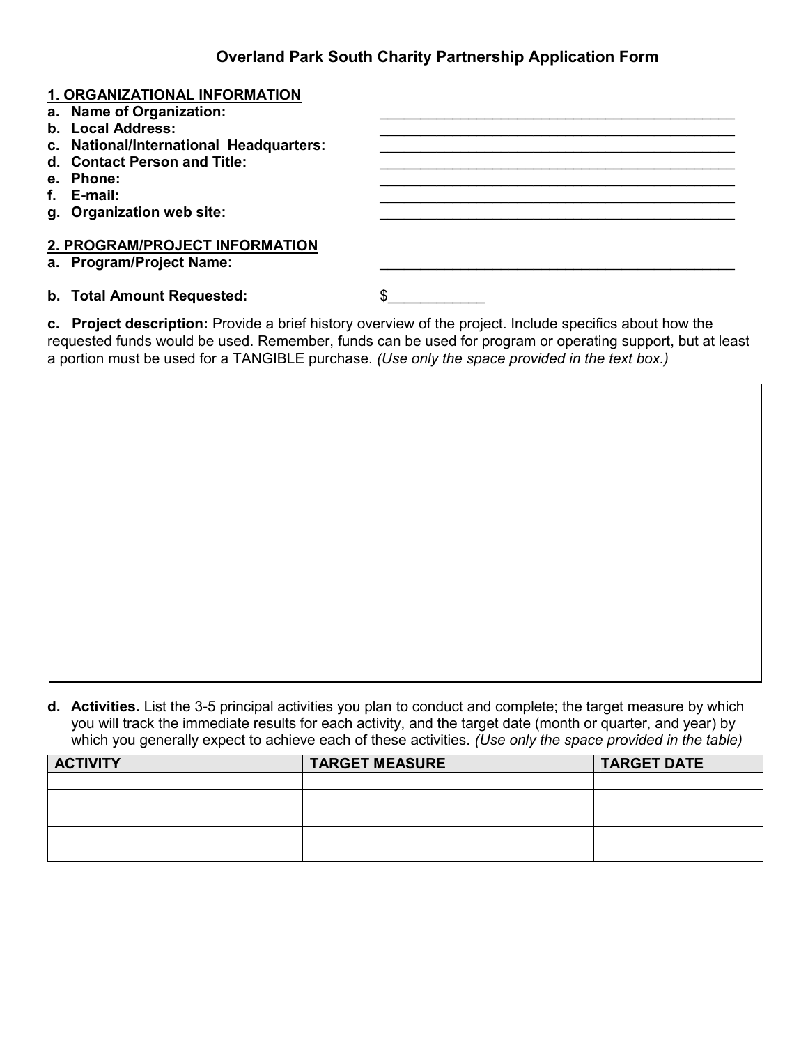# Overland Park South Charity Partnership Application Form

**1. ORGANIZATIONAL INFORMATION**

a. **Name of Organization:** ______________________________________________

b. **Local Address:** ______________________________________________

c. **National/International Headquarters:** ______________________________________________

d. **Contact Person and Title:** ______________________________________________

e. **Phone:** ______________________________________________

f. **E-mail:** ______________________________________________

g. **Organization web site:** ______________________________________________

**2. PROGRAM/PROJECT INFORMATION**

a. **Program/Project Name:** ______________________________________________

b. **Total Amount Requested:** $____________

c. **Project description:** Provide a brief history overview of the project. Include specifics about how the requested funds would be used. Remember, funds can be used for program or operating support, but at least a portion must be used for a TANGIBLE purchase. *(Use only the space provided in the text box.)*

d. **Activities.** List the 3-5 principal activities you plan to conduct and complete; the target measure by which you will track the immediate results for each activity, and the target date (month or quarter, and year) by which you generally expect to achieve each of these activities. *(Use only the space provided in the table)*

| ACTIVITY | TARGET MEASURE | TARGET DATE |
|---|---|---|
| | | |
| | | |
| | | |
| | | |
| | | |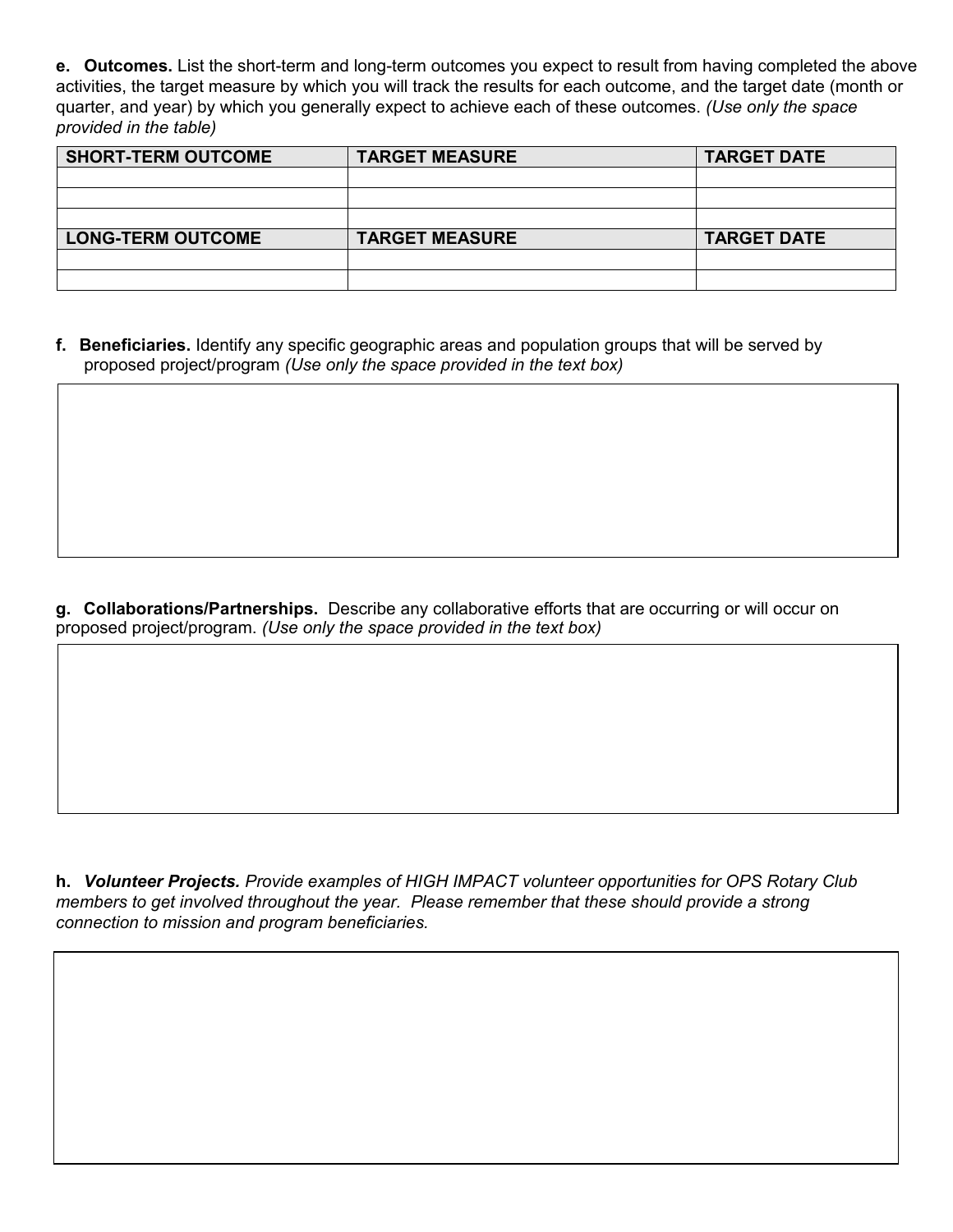**e. Outcomes.** List the short-term and long-term outcomes you expect to result from having completed the above activities, the target measure by which you will track the results for each outcome, and the target date (month or quarter, and year) by which you generally expect to achieve each of these outcomes. *(Use only the space provided in the table)*

| SHORT-TERM OUTCOME | TARGET MEASURE | TARGET DATE |
|---|---|---|
| | | |
| | | |
| | | |
| **LONG-TERM OUTCOME** | **TARGET MEASURE** | **TARGET DATE** |
| | | |
| | | |

**f. Beneficiaries.** Identify any specific geographic areas and population groups that will be served by proposed project/program *(Use only the space provided in the text box)*

**g. Collaborations/Partnerships.** Describe any collaborative efforts that are occurring or will occur on proposed project/program. *(Use only the space provided in the text box)*

**h.** ***Volunteer Projects.*** *Provide examples of HIGH IMPACT volunteer opportunities for OPS Rotary Club members to get involved throughout the year. Please remember that these should provide a strong connection to mission and program beneficiaries.*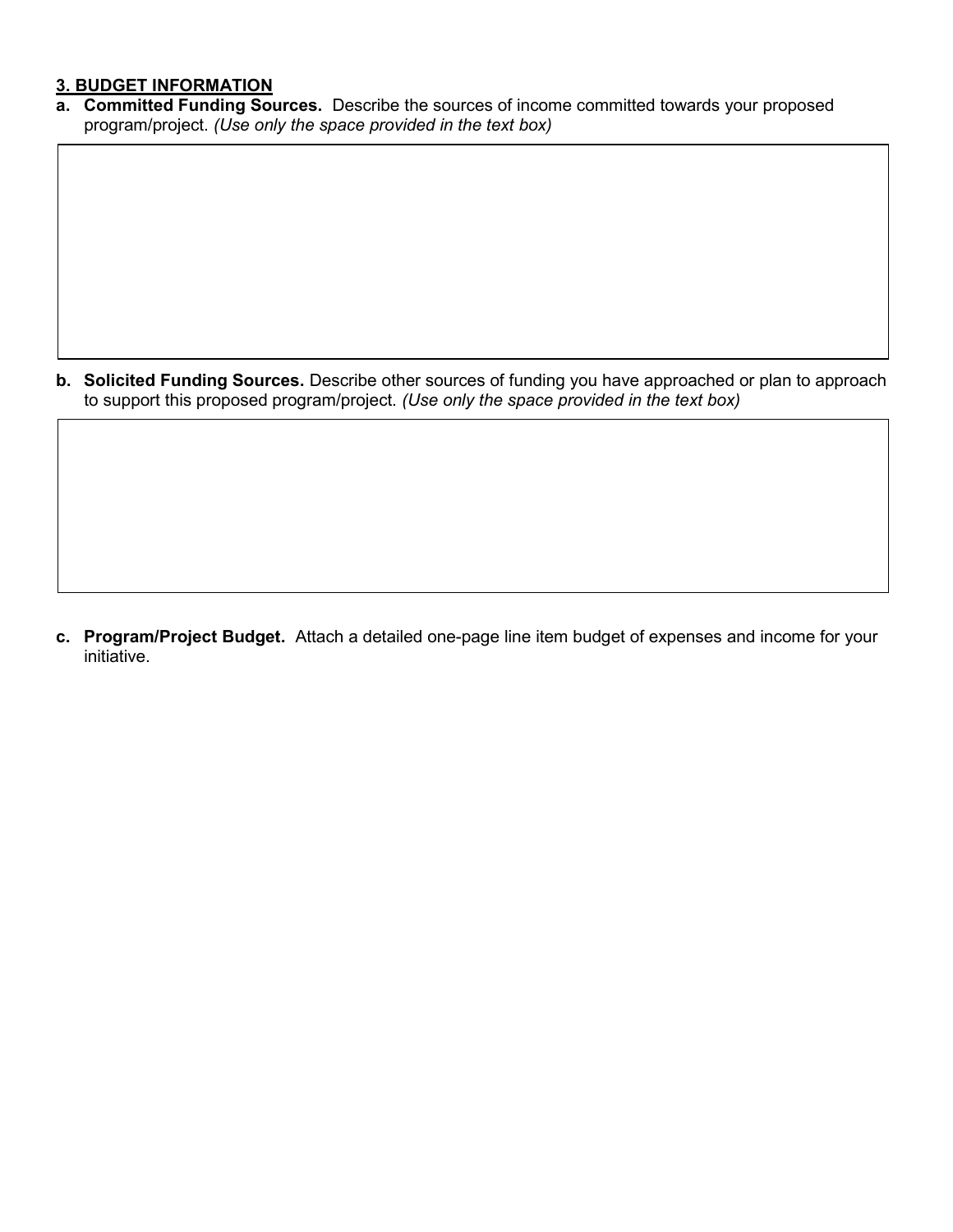**3. BUDGET INFORMATION**

a. **Committed Funding Sources.** Describe the sources of income committed towards your proposed program/project. *(Use only the space provided in the text box)*

b. **Solicited Funding Sources.** Describe other sources of funding you have approached or plan to approach to support this proposed program/project. *(Use only the space provided in the text box)*

c. **Program/Project Budget.** Attach a detailed one-page line item budget of expenses and income for your initiative.